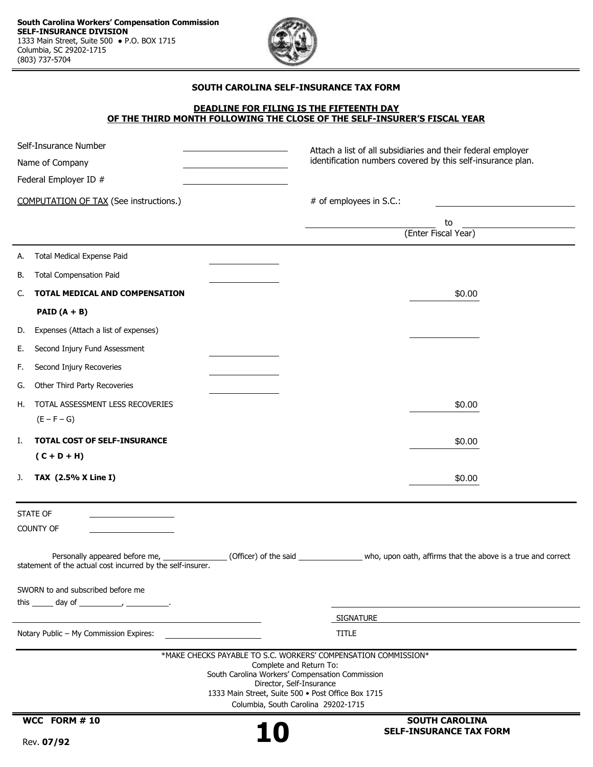**South Carolina Workers' Compensation Commission**
**SELF-INSURANCE DIVISION**
1333 Main Street, Suite 500 • P.O. BOX 1715
Columbia, SC 29202-1715
(803) 737-5704

## SOUTH CAROLINA SELF-INSURANCE TAX FORM

**DEADLINE FOR FILING IS THE FIFTEENTH DAY OF THE THIRD MONTH FOLLOWING THE CLOSE OF THE SELF-INSURER'S FISCAL YEAR**

Self-Insurance Number ____________________

Name of Company ____________________

Federal Employer ID # ____________________

Attach a list of all subsidiaries and their federal employer identification numbers covered by this self-insurance plan.

COMPUTATION OF TAX (See instructions.)

# of employees in S.C.: ____________________

____________________ to ____________________
(Enter Fiscal Year)

| | | | |
|---|---|---|---|
| A. | Total Medical Expense Paid | ____________ | |
| B. | Total Compensation Paid | ____________ | |
| C. | **TOTAL MEDICAL AND COMPENSATION PAID (A + B)** | | $0.00 |
| D. | Expenses (Attach a list of expenses) | | ____________ |
| E. | Second Injury Fund Assessment | ____________ | |
| F. | Second Injury Recoveries | ____________ | |
| G. | Other Third Party Recoveries | ____________ | |
| H. | TOTAL ASSESSMENT LESS RECOVERIES (E – F – G) | | $0.00 |
| I. | **TOTAL COST OF SELF-INSURANCE ( C + D + H)** | | $0.00 |
| J. | **TAX (2.5% X Line I)** | | $0.00 |

STATE OF ____________________

COUNTY OF ____________________

Personally appeared before me, ______________ (Officer) of the said ______________ who, upon oath, affirms that the above is a true and correct statement of the actual cost incurred by the self-insurer.

SWORN to and subscribed before me

this _____ day of __________, __________.

______________________________ SIGNATURE ______________________________

Notary Public – My Commission Expires: ______________ TITLE ______________________________

*MAKE CHECKS PAYABLE TO S.C. WORKERS' COMPENSATION COMMISSION*

Complete and Return To:
South Carolina Workers' Compensation Commission
Director, Self-Insurance
1333 Main Street, Suite 500 • Post Office Box 1715
Columbia, South Carolina 29202-1715

**WCC FORM # 10**

Rev. **07/92**

**10**

**SOUTH CAROLINA SELF-INSURANCE TAX FORM**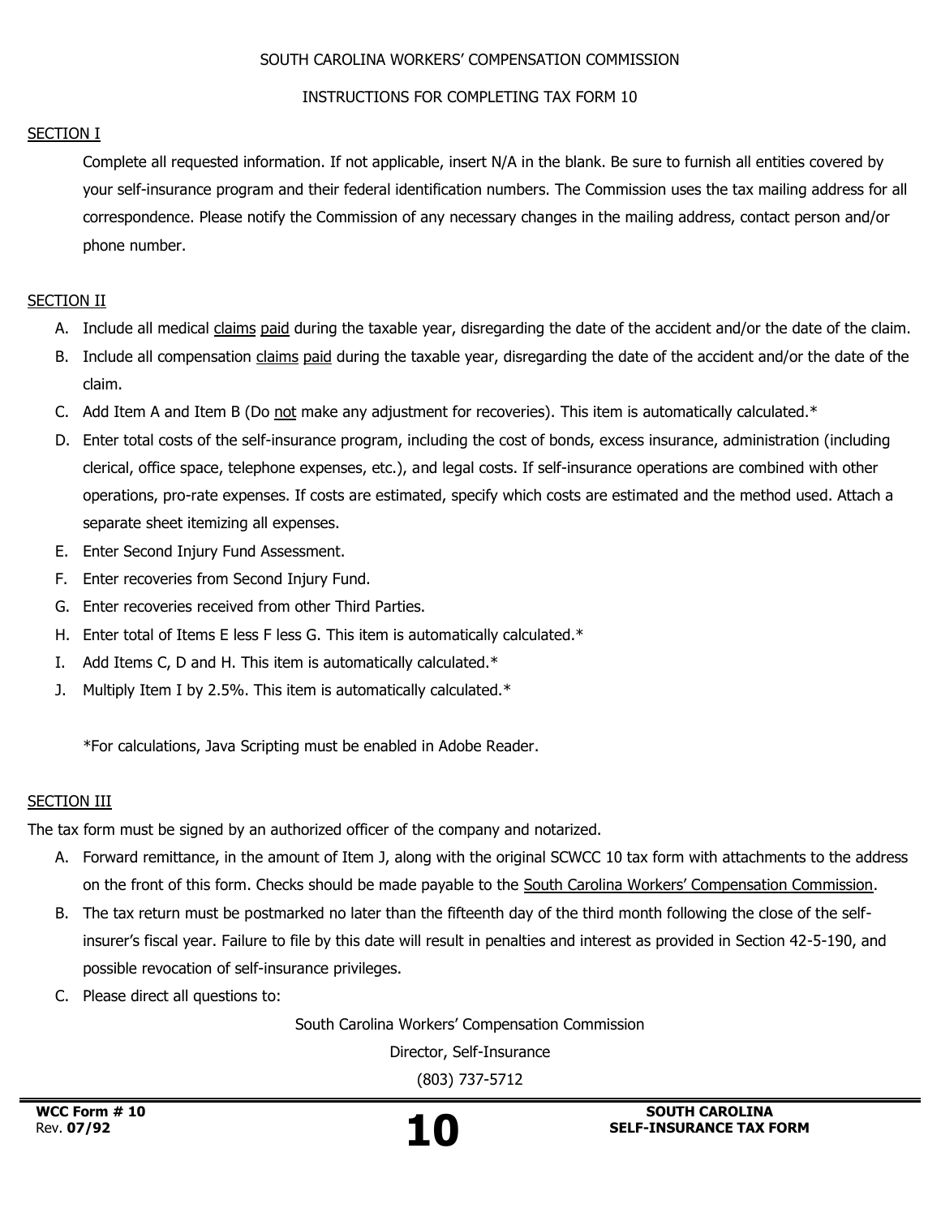SOUTH CAROLINA WORKERS' COMPENSATION COMMISSION

INSTRUCTIONS FOR COMPLETING TAX FORM 10

## SECTION I

Complete all requested information. If not applicable, insert N/A in the blank. Be sure to furnish all entities covered by your self-insurance program and their federal identification numbers. The Commission uses the tax mailing address for all correspondence. Please notify the Commission of any necessary changes in the mailing address, contact person and/or phone number.

## SECTION II

A. Include all medical claims paid during the taxable year, disregarding the date of the accident and/or the date of the claim.

B. Include all compensation claims paid during the taxable year, disregarding the date of the accident and/or the date of the claim.

C. Add Item A and Item B (Do not make any adjustment for recoveries). This item is automatically calculated.*

D. Enter total costs of the self-insurance program, including the cost of bonds, excess insurance, administration (including clerical, office space, telephone expenses, etc.), and legal costs. If self-insurance operations are combined with other operations, pro-rate expenses. If costs are estimated, specify which costs are estimated and the method used. Attach a separate sheet itemizing all expenses.

E. Enter Second Injury Fund Assessment.

F. Enter recoveries from Second Injury Fund.

G. Enter recoveries received from other Third Parties.

H. Enter total of Items E less F less G. This item is automatically calculated.*

I. Add Items C, D and H. This item is automatically calculated.*

J. Multiply Item I by 2.5%. This item is automatically calculated.*

*For calculations, Java Scripting must be enabled in Adobe Reader.

## SECTION III

The tax form must be signed by an authorized officer of the company and notarized.

A. Forward remittance, in the amount of Item J, along with the original SCWCC 10 tax form with attachments to the address on the front of this form. Checks should be made payable to the South Carolina Workers' Compensation Commission.

B. The tax return must be postmarked no later than the fifteenth day of the third month following the close of the self-insurer's fiscal year. Failure to file by this date will result in penalties and interest as provided in Section 42-5-190, and possible revocation of self-insurance privileges.

C. Please direct all questions to:

South Carolina Workers' Compensation Commission

Director, Self-Insurance

(803) 737-5712

**WCC Form # 10**
Rev. **07/92**

**10**

**SOUTH CAROLINA SELF-INSURANCE TAX FORM**